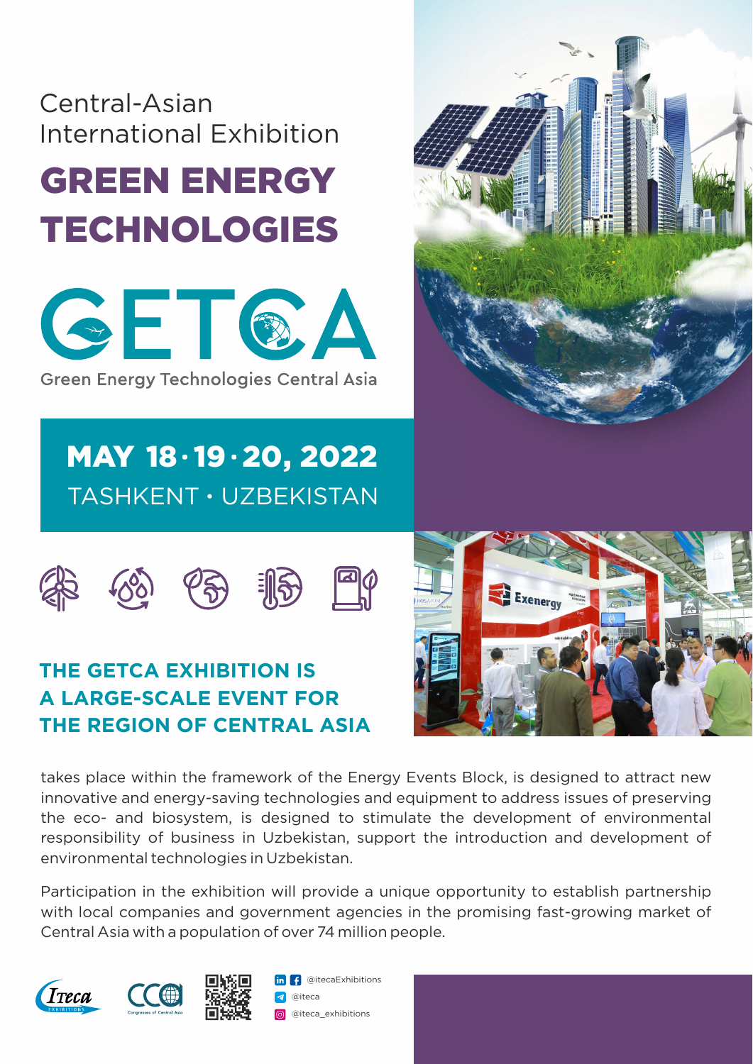Central-Asian
International Exhibition

# GREEN ENERGY TECHNOLOGIES

## GETCA

Green Energy Technologies Central Asia

## MAY 18 · 19 · 20, 2022

TASHKENT • UZBEKISTAN

## THE GETCA EXHIBITION IS A LARGE-SCALE EVENT FOR THE REGION OF CENTRAL ASIA

takes place within the framework of the Energy Events Block, is designed to attract new innovative and energy-saving technologies and equipment to address issues of preserving the eco- and biosystem, is designed to stimulate the development of environmental responsibility of business in Uzbekistan, support the introduction and development of environmental technologies in Uzbekistan.

Participation in the exhibition will provide a unique opportunity to establish partnership with local companies and government agencies in the promising fast-growing market of Central Asia with a population of over 74 million people.

@itecaExhibitions

@iteca

@iteca_exhibitions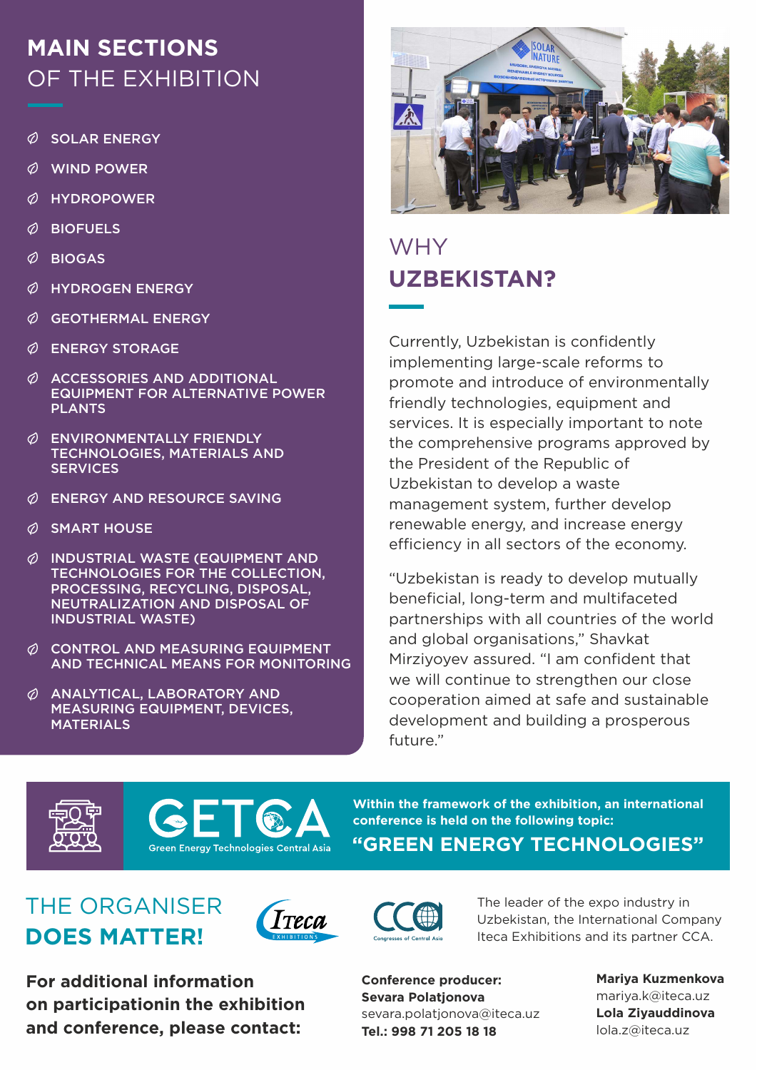## MAIN SECTIONS OF THE EXHIBITION

- SOLAR ENERGY
- WIND POWER
- HYDROPOWER
- BIOFUELS
- BIOGAS
- HYDROGEN ENERGY
- GEOTHERMAL ENERGY
- ENERGY STORAGE
- ACCESSORIES AND ADDITIONAL EQUIPMENT FOR ALTERNATIVE POWER PLANTS
- ENVIRONMENTALLY FRIENDLY TECHNOLOGIES, MATERIALS AND SERVICES
- ENERGY AND RESOURCE SAVING
- SMART HOUSE
- INDUSTRIAL WASTE (EQUIPMENT AND TECHNOLOGIES FOR THE COLLECTION, PROCESSING, RECYCLING, DISPOSAL, NEUTRALIZATION AND DISPOSAL OF INDUSTRIAL WASTE)
- CONTROL AND MEASURING EQUIPMENT AND TECHNICAL MEANS FOR MONITORING
- ANALYTICAL, LABORATORY AND MEASURING EQUIPMENT, DEVICES, MATERIALS

## WHY UZBEKISTAN?

Currently, Uzbekistan is confidently implementing large-scale reforms to promote and introduce of environmentally friendly technologies, equipment and services. It is especially important to note the comprehensive programs approved by the President of the Republic of Uzbekistan to develop a waste management system, further develop renewable energy, and increase energy efficiency in all sectors of the economy.

"Uzbekistan is ready to develop mutually beneficial, long-term and multifaceted partnerships with all countries of the world and global organisations," Shavkat Mirziyoyev assured. "I am confident that we will continue to strengthen our close cooperation aimed at safe and sustainable development and building a prosperous future."

**GETCA** Green Energy Technologies Central Asia

**Within the framework of the exhibition, an international conference is held on the following topic:**

**"GREEN ENERGY TECHNOLOGIES"**

## THE ORGANISER **DOES MATTER!**

Iteca Exhibitions

CCA Congresses of Central Asia

The leader of the expo industry in Uzbekistan, the International Company Iteca Exhibitions and its partner CCA.

**For additional information on participationin the exhibition and conference, please contact:**

**Conference producer:**
**Sevara Polatjonova**
sevara.polatjonova@iteca.uz
**Tel.: 998 71 205 18 18**

**Mariya Kuzmenkova**
mariya.k@iteca.uz
**Lola Ziyauddinova**
lola.z@iteca.uz